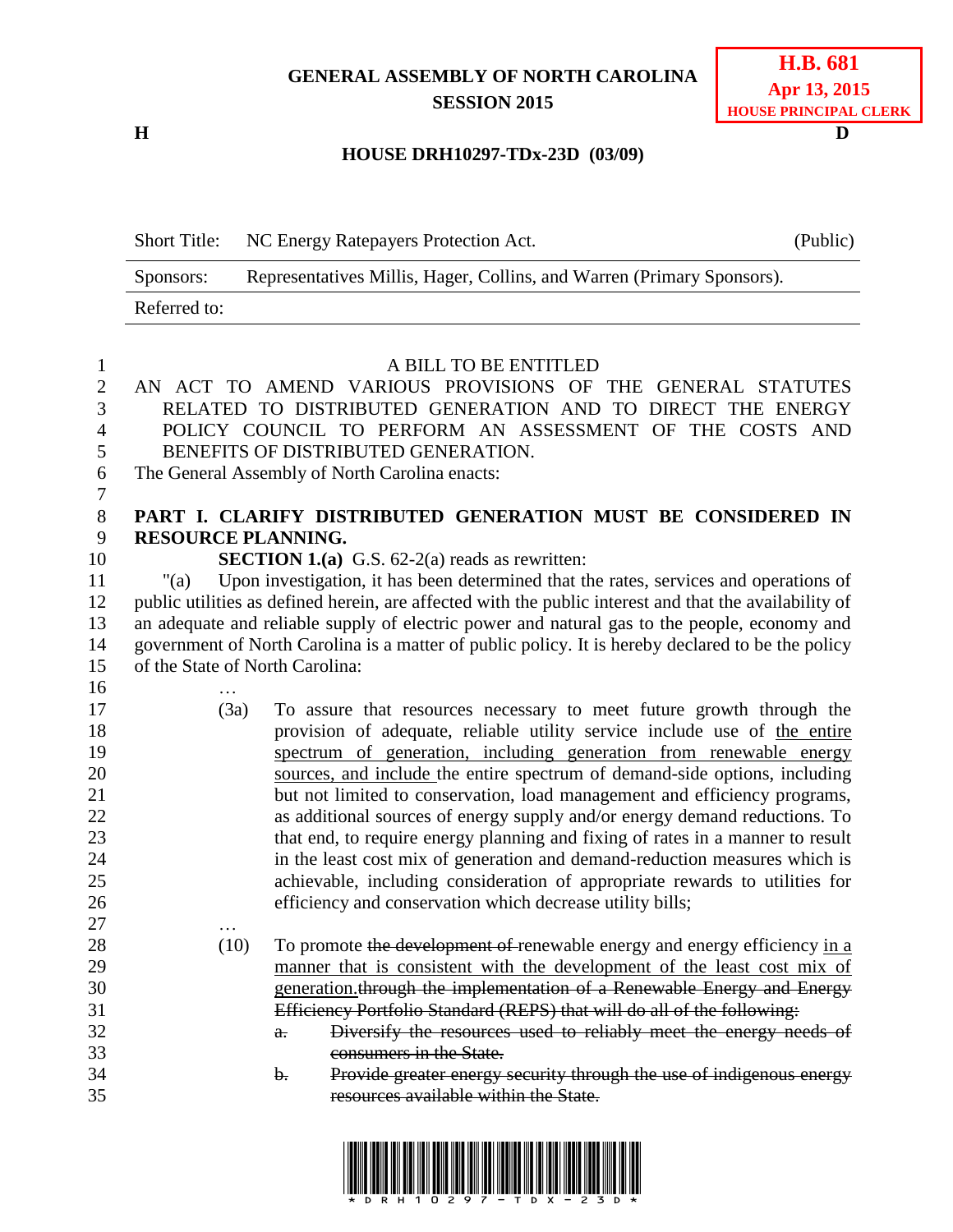GENERAL ASSEMBLY OF NORTH CAROLINA
SESSION 2015

**H.B. 681**
**Apr 13, 2015**
**HOUSE PRINCIPAL CLERK**

H D

**HOUSE DRH10297-TDx-23D (03/09)**

| | | |
|---|---|---|
| Short Title: | NC Energy Ratepayers Protection Act. | (Public) |
| Sponsors: | Representatives Millis, Hager, Collins, and Warren (Primary Sponsors). | |
| Referred to: | | |

A BILL TO BE ENTITLED

AN ACT TO AMEND VARIOUS PROVISIONS OF THE GENERAL STATUTES RELATED TO DISTRIBUTED GENERATION AND TO DIRECT THE ENERGY POLICY COUNCIL TO PERFORM AN ASSESSMENT OF THE COSTS AND BENEFITS OF DISTRIBUTED GENERATION.

The General Assembly of North Carolina enacts:

**PART I. CLARIFY DISTRIBUTED GENERATION MUST BE CONSIDERED IN RESOURCE PLANNING.**

**SECTION 1.(a)** G.S. 62-2(a) reads as rewritten:

"(a) Upon investigation, it has been determined that the rates, services and operations of public utilities as defined herein, are affected with the public interest and that the availability of an adequate and reliable supply of electric power and natural gas to the people, economy and government of North Carolina is a matter of public policy. It is hereby declared to be the policy of the State of North Carolina:

…

(3a) To assure that resources necessary to meet future growth through the provision of adequate, reliable utility service include use of <u>the entire spectrum of generation, including generation from renewable energy sources, and include</u> the entire spectrum of demand-side options, including but not limited to conservation, load management and efficiency programs, as additional sources of energy supply and/or energy demand reductions. To that end, to require energy planning and fixing of rates in a manner to result in the least cost mix of generation and demand-reduction measures which is achievable, including consideration of appropriate rewards to utilities for efficiency and conservation which decrease utility bills;

…

(10) To promote ~~the development of~~ renewable energy and energy efficiency <u>in a manner that is consistent with the development of the least cost mix of generation.</u>~~through the implementation of a Renewable Energy and Energy Efficiency Portfolio Standard (REPS) that will do all of the following:~~

a. ~~Diversify the resources used to reliably meet the energy needs of consumers in the State.~~

b. ~~Provide greater energy security through the use of indigenous energy resources available within the State.~~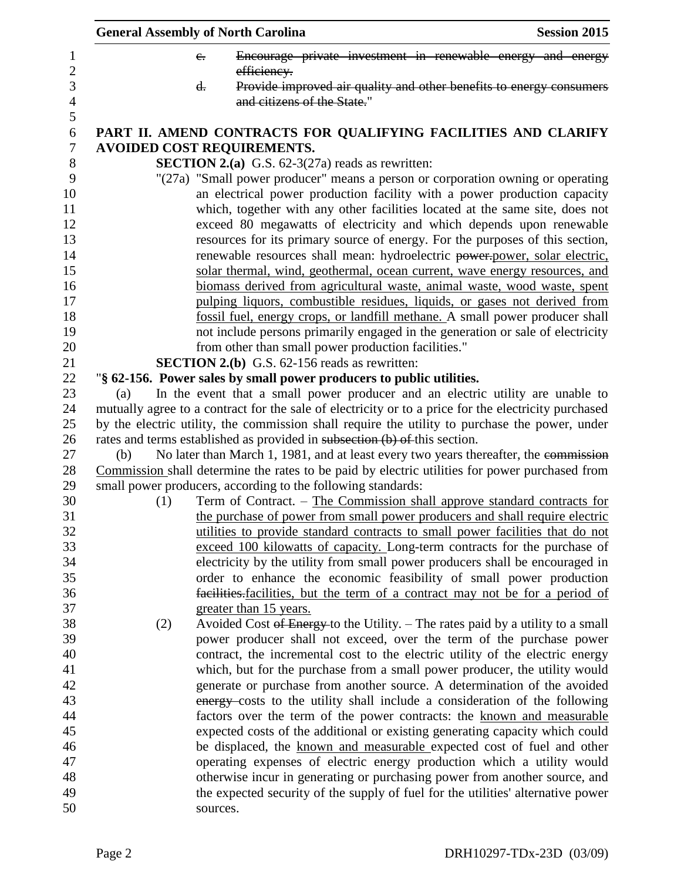c. ~~Encourage private investment in renewable energy and energy efficiency.~~

d. ~~Provide improved air quality and other benefits to energy consumers and citizens of the State.~~"

**PART II. AMEND CONTRACTS FOR QUALIFYING FACILITIES AND CLARIFY AVOIDED COST REQUIREMENTS.**

**SECTION 2.(a)** G.S. 62-3(27a) reads as rewritten:

"(27a) "Small power producer" means a person or corporation owning or operating an electrical power production facility with a power production capacity which, together with any other facilities located at the same site, does not exceed 80 megawatts of electricity and which depends upon renewable resources for its primary source of energy. For the purposes of this section, renewable resources shall mean: hydroelectric ~~power.~~<u>power, solar electric, solar thermal, wind, geothermal, ocean current, wave energy resources, and biomass derived from agricultural waste, animal waste, wood waste, spent pulping liquors, combustible residues, liquids, or gases not derived from fossil fuel, energy crops, or landfill methane.</u> A small power producer shall not include persons primarily engaged in the generation or sale of electricity from other than small power production facilities."

**SECTION 2.(b)** G.S. 62-156 reads as rewritten:

"**§ 62-156. Power sales by small power producers to public utilities.**

(a) In the event that a small power producer and an electric utility are unable to mutually agree to a contract for the sale of electricity or to a price for the electricity purchased by the electric utility, the commission shall require the utility to purchase the power, under rates and terms established as provided in ~~subsection (b) of~~ this section.

(b) No later than March 1, 1981, and at least every two years thereafter, the ~~commission~~ <u>Commission</u> shall determine the rates to be paid by electric utilities for power purchased from small power producers, according to the following standards:

(1) Term of Contract. – <u>The Commission shall approve standard contracts for the purchase of power from small power producers and shall require electric utilities to provide standard contracts to small power facilities that do not exceed 100 kilowatts of capacity.</u> Long-term contracts for the purchase of electricity by the utility from small power producers shall be encouraged in order to enhance the economic feasibility of small power production ~~facilities.~~<u>facilities, but the term of a contract may not be for a period of greater than 15 years.</u>

(2) Avoided Cost ~~of Energy~~ to the Utility. – The rates paid by a utility to a small power producer shall not exceed, over the term of the purchase power contract, the incremental cost to the electric utility of the electric energy which, but for the purchase from a small power producer, the utility would generate or purchase from another source. A determination of the avoided ~~energy~~ costs to the utility shall include a consideration of the following factors over the term of the power contracts: the <u>known and measurable</u> expected costs of the additional or existing generating capacity which could be displaced, the <u>known and measurable</u> expected cost of fuel and other operating expenses of electric energy production which a utility would otherwise incur in generating or purchasing power from another source, and the expected security of the supply of fuel for the utilities' alternative power sources.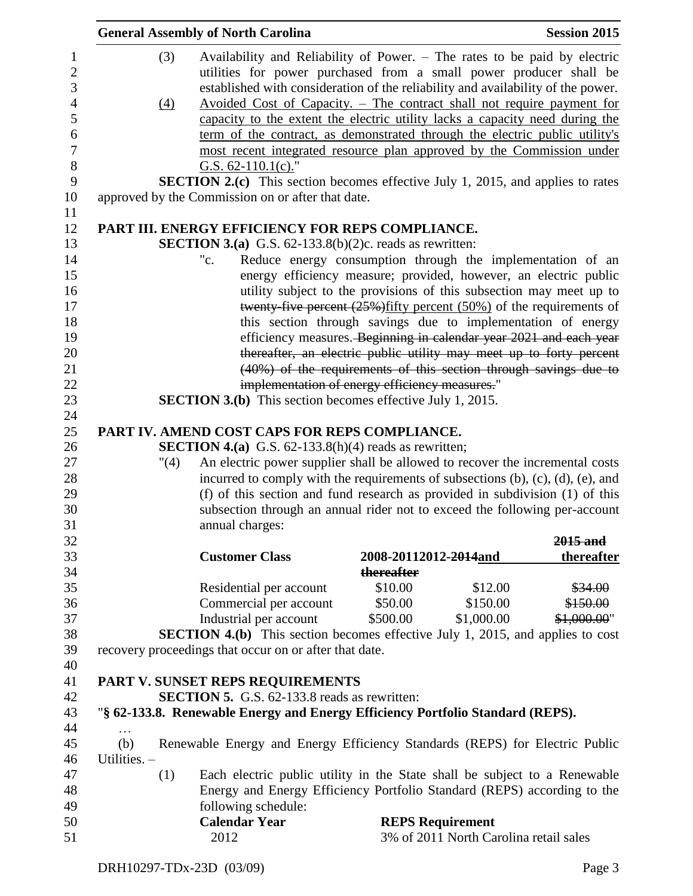(3) Availability and Reliability of Power. – The rates to be paid by electric utilities for power purchased from a small power producer shall be established with consideration of the reliability and availability of the power.

(4) Avoided Cost of Capacity. – The contract shall not require payment for capacity to the extent the electric utility lacks a capacity need during the term of the contract, as demonstrated through the electric public utility's most recent integrated resource plan approved by the Commission under G.S. 62-110.1(c)."

**SECTION 2.(c)** This section becomes effective July 1, 2015, and applies to rates approved by the Commission on or after that date.

**PART III. ENERGY EFFICIENCY FOR REPS COMPLIANCE.**

**SECTION 3.(a)** G.S. 62-133.8(b)(2)c. reads as rewritten:

"c. Reduce energy consumption through the implementation of an energy efficiency measure; provided, however, an electric public utility subject to the provisions of this subsection may meet up to ~~twenty-five percent (25%)~~fifty percent (50%) of the requirements of this section through savings due to implementation of energy efficiency measures.~~ Beginning in calendar year 2021 and each year thereafter, an electric public utility may meet up to forty percent (40%) of the requirements of this section through savings due to implementation of energy efficiency measures.~~"

**SECTION 3.(b)** This section becomes effective July 1, 2015.

**PART IV. AMEND COST CAPS FOR REPS COMPLIANCE.**

**SECTION 4.(a)** G.S. 62-133.8(h)(4) reads as rewritten;

"(4) An electric power supplier shall be allowed to recover the incremental costs incurred to comply with the requirements of subsections (b), (c), (d), (e), and (f) of this section and fund research as provided in subdivision (1) of this subsection through an annual rider not to exceed the following per-account annual charges:

| Customer Class | 2008-2011 | 2012-~~2014~~and thereafter | ~~2015 and thereafter~~ |
|---|---|---|---|
| Residential per account | \$10.00 | \$12.00 | ~~\$34.00~~ |
| Commercial per account | \$50.00 | \$150.00 | ~~\$150.00~~ |
| Industrial per account | \$500.00 | \$1,000.00 | ~~\$1,000.00~~" |

**SECTION 4.(b)** This section becomes effective July 1, 2015, and applies to cost recovery proceedings that occur on or after that date.

**PART V. SUNSET REPS REQUIREMENTS**

**SECTION 5.** G.S. 62-133.8 reads as rewritten:

"**§ 62-133.8. Renewable Energy and Energy Efficiency Portfolio Standard (REPS).**

…

(b) Renewable Energy and Energy Efficiency Standards (REPS) for Electric Public Utilities. –

(1) Each electric public utility in the State shall be subject to a Renewable Energy and Energy Efficiency Portfolio Standard (REPS) according to the following schedule:

| **Calendar Year** | **REPS Requirement** |
|---|---|
| 2012 | 3% of 2011 North Carolina retail sales |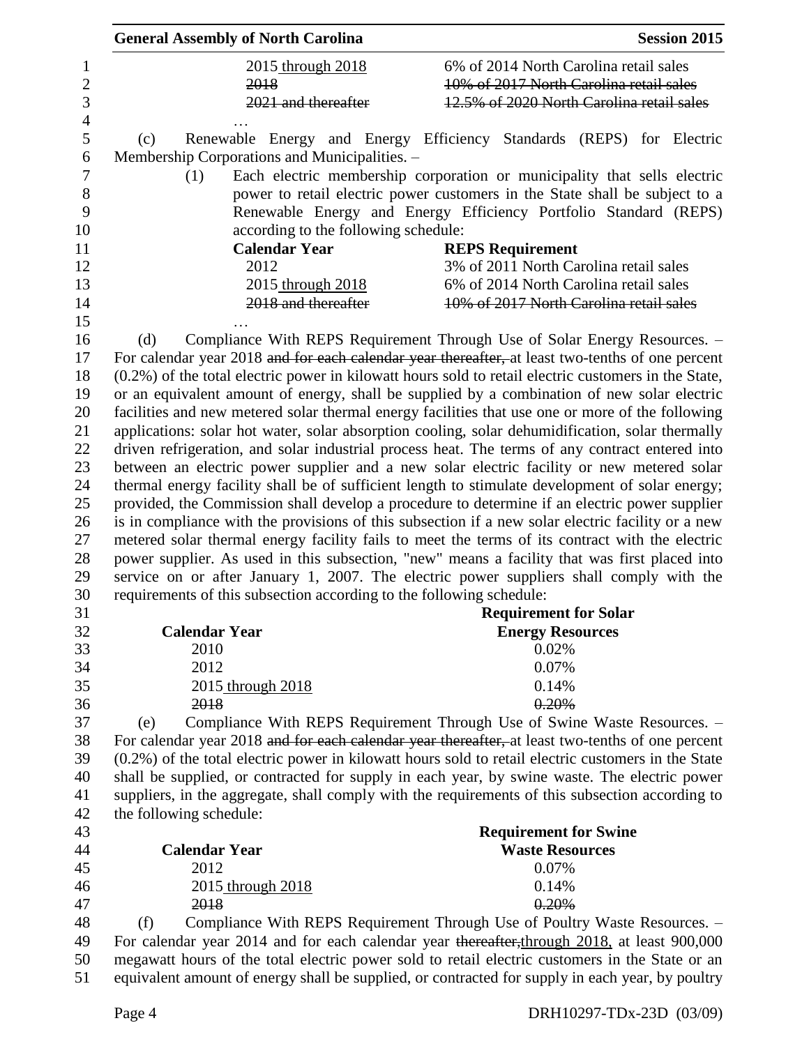| | |
|---|---|
| 2015 <u>through 2018</u> | 6% of 2014 North Carolina retail sales |
| ~~2018~~ | ~~10% of 2017 North Carolina retail sales~~ |
| ~~2021 and thereafter~~ | ~~12.5% of 2020 North Carolina retail sales~~ |

…

(c) Renewable Energy and Energy Efficiency Standards (REPS) for Electric Membership Corporations and Municipalities. –

(1) Each electric membership corporation or municipality that sells electric power to retail electric power customers in the State shall be subject to a Renewable Energy and Energy Efficiency Portfolio Standard (REPS) according to the following schedule:

| **Calendar Year** | **REPS Requirement** |
|---|---|
| 2012 | 3% of 2011 North Carolina retail sales |
| 2015 <u>through 2018</u> | 6% of 2014 North Carolina retail sales |
| ~~2018 and thereafter~~ | ~~10% of 2017 North Carolina retail sales~~ |

…

(d) Compliance With REPS Requirement Through Use of Solar Energy Resources. – For calendar year 2018 ~~and for each calendar year thereafter,~~ at least two-tenths of one percent (0.2%) of the total electric power in kilowatt hours sold to retail electric customers in the State, or an equivalent amount of energy, shall be supplied by a combination of new solar electric facilities and new metered solar thermal energy facilities that use one or more of the following applications: solar hot water, solar absorption cooling, solar dehumidification, solar thermally driven refrigeration, and solar industrial process heat. The terms of any contract entered into between an electric power supplier and a new solar electric facility or new metered solar thermal energy facility shall be of sufficient length to stimulate development of solar energy; provided, the Commission shall develop a procedure to determine if an electric power supplier is in compliance with the provisions of this subsection if a new solar electric facility or a new metered solar thermal energy facility fails to meet the terms of its contract with the electric power supplier. As used in this subsection, "new" means a facility that was first placed into service on or after January 1, 2007. The electric power suppliers shall comply with the requirements of this subsection according to the following schedule:

| **Calendar Year** | **Requirement for Solar Energy Resources** |
|---|---|
| 2010 | 0.02% |
| 2012 | 0.07% |
| 2015 <u>through 2018</u> | 0.14% |
| ~~2018~~ | ~~0.20%~~ |

(e) Compliance With REPS Requirement Through Use of Swine Waste Resources. – For calendar year 2018 ~~and for each calendar year thereafter,~~ at least two-tenths of one percent (0.2%) of the total electric power in kilowatt hours sold to retail electric customers in the State shall be supplied, or contracted for supply in each year, by swine waste. The electric power suppliers, in the aggregate, shall comply with the requirements of this subsection according to the following schedule:

| **Calendar Year** | **Requirement for Swine Waste Resources** |
|---|---|
| 2012 | 0.07% |
| 2015 <u>through 2018</u> | 0.14% |
| ~~2018~~ | ~~0.20%~~ |

(f) Compliance With REPS Requirement Through Use of Poultry Waste Resources. – For calendar year 2014 and for each calendar year ~~thereafter,~~<u>through 2018,</u> at least 900,000 megawatt hours of the total electric power sold to retail electric customers in the State or an equivalent amount of energy shall be supplied, or contracted for supply in each year, by poultry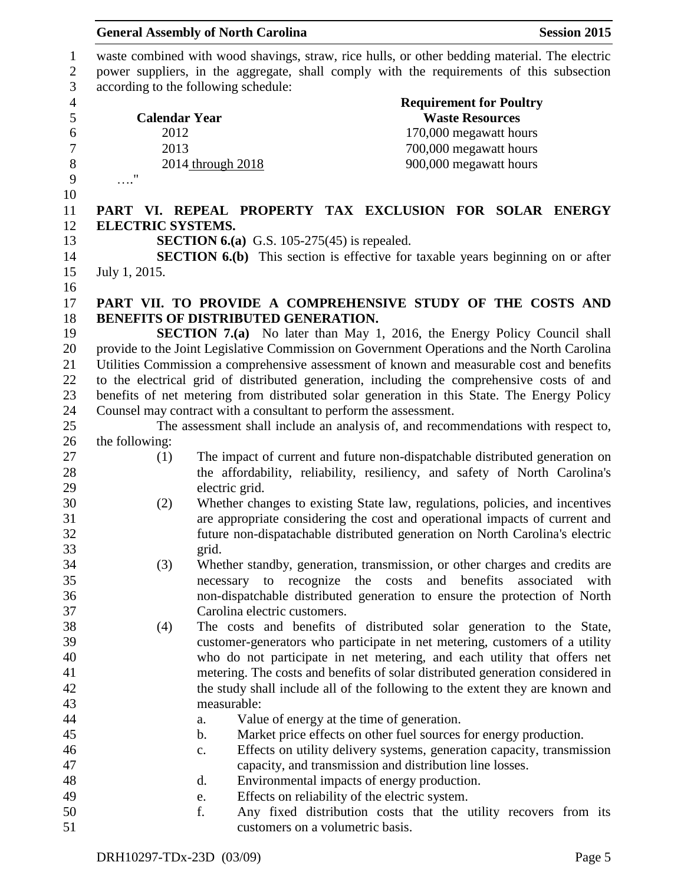waste combined with wood shavings, straw, rice hulls, or other bedding material. The electric power suppliers, in the aggregate, shall comply with the requirements of this subsection according to the following schedule:

| Calendar Year | Requirement for Poultry Waste Resources |
|---|---|
| 2012 | 170,000 megawatt hours |
| 2013 | 700,000 megawatt hours |
| 2014 through 2018 | 900,000 megawatt hours |

…."

**PART VI. REPEAL PROPERTY TAX EXCLUSION FOR SOLAR ENERGY ELECTRIC SYSTEMS.**

**SECTION 6.(a)** G.S. 105-275(45) is repealed.

**SECTION 6.(b)** This section is effective for taxable years beginning on or after July 1, 2015.

**PART VII. TO PROVIDE A COMPREHENSIVE STUDY OF THE COSTS AND BENEFITS OF DISTRIBUTED GENERATION.**

**SECTION 7.(a)** No later than May 1, 2016, the Energy Policy Council shall provide to the Joint Legislative Commission on Government Operations and the North Carolina Utilities Commission a comprehensive assessment of known and measurable cost and benefits to the electrical grid of distributed generation, including the comprehensive costs of and benefits of net metering from distributed solar generation in this State. The Energy Policy Counsel may contract with a consultant to perform the assessment.

The assessment shall include an analysis of, and recommendations with respect to, the following:

(1) The impact of current and future non-dispatchable distributed generation on the affordability, reliability, resiliency, and safety of North Carolina's electric grid.

(2) Whether changes to existing State law, regulations, policies, and incentives are appropriate considering the cost and operational impacts of current and future non-dispatachable distributed generation on North Carolina's electric grid.

(3) Whether standby, generation, transmission, or other charges and credits are necessary to recognize the costs and benefits associated with non-dispatchable distributed generation to ensure the protection of North Carolina electric customers.

(4) The costs and benefits of distributed solar generation to the State, customer-generators who participate in net metering, customers of a utility who do not participate in net metering, and each utility that offers net metering. The costs and benefits of solar distributed generation considered in the study shall include all of the following to the extent they are known and measurable:

a. Value of energy at the time of generation.

b. Market price effects on other fuel sources for energy production.

c. Effects on utility delivery systems, generation capacity, transmission capacity, and transmission and distribution line losses.

d. Environmental impacts of energy production.

e. Effects on reliability of the electric system.

f. Any fixed distribution costs that the utility recovers from its customers on a volumetric basis.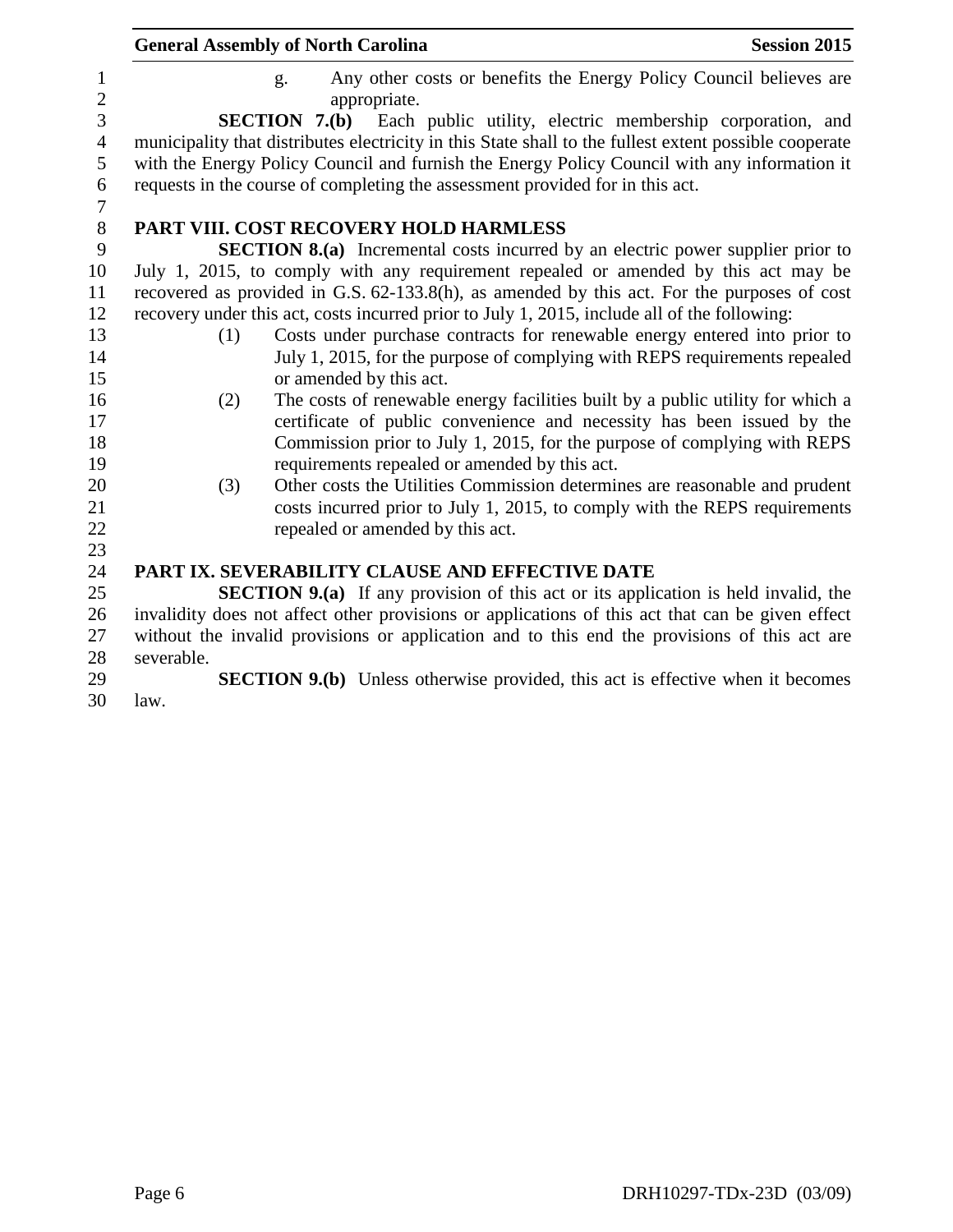g. Any other costs or benefits the Energy Policy Council believes are appropriate.

**SECTION 7.(b)** Each public utility, electric membership corporation, and municipality that distributes electricity in this State shall to the fullest extent possible cooperate with the Energy Policy Council and furnish the Energy Policy Council with any information it requests in the course of completing the assessment provided for in this act.

## PART VIII. COST RECOVERY HOLD HARMLESS

**SECTION 8.(a)** Incremental costs incurred by an electric power supplier prior to July 1, 2015, to comply with any requirement repealed or amended by this act may be recovered as provided in G.S. 62-133.8(h), as amended by this act. For the purposes of cost recovery under this act, costs incurred prior to July 1, 2015, include all of the following:

(1) Costs under purchase contracts for renewable energy entered into prior to July 1, 2015, for the purpose of complying with REPS requirements repealed or amended by this act.

(2) The costs of renewable energy facilities built by a public utility for which a certificate of public convenience and necessity has been issued by the Commission prior to July 1, 2015, for the purpose of complying with REPS requirements repealed or amended by this act.

(3) Other costs the Utilities Commission determines are reasonable and prudent costs incurred prior to July 1, 2015, to comply with the REPS requirements repealed or amended by this act.

## PART IX. SEVERABILITY CLAUSE AND EFFECTIVE DATE

**SECTION 9.(a)** If any provision of this act or its application is held invalid, the invalidity does not affect other provisions or applications of this act that can be given effect without the invalid provisions or application and to this end the provisions of this act are severable.

**SECTION 9.(b)** Unless otherwise provided, this act is effective when it becomes law.